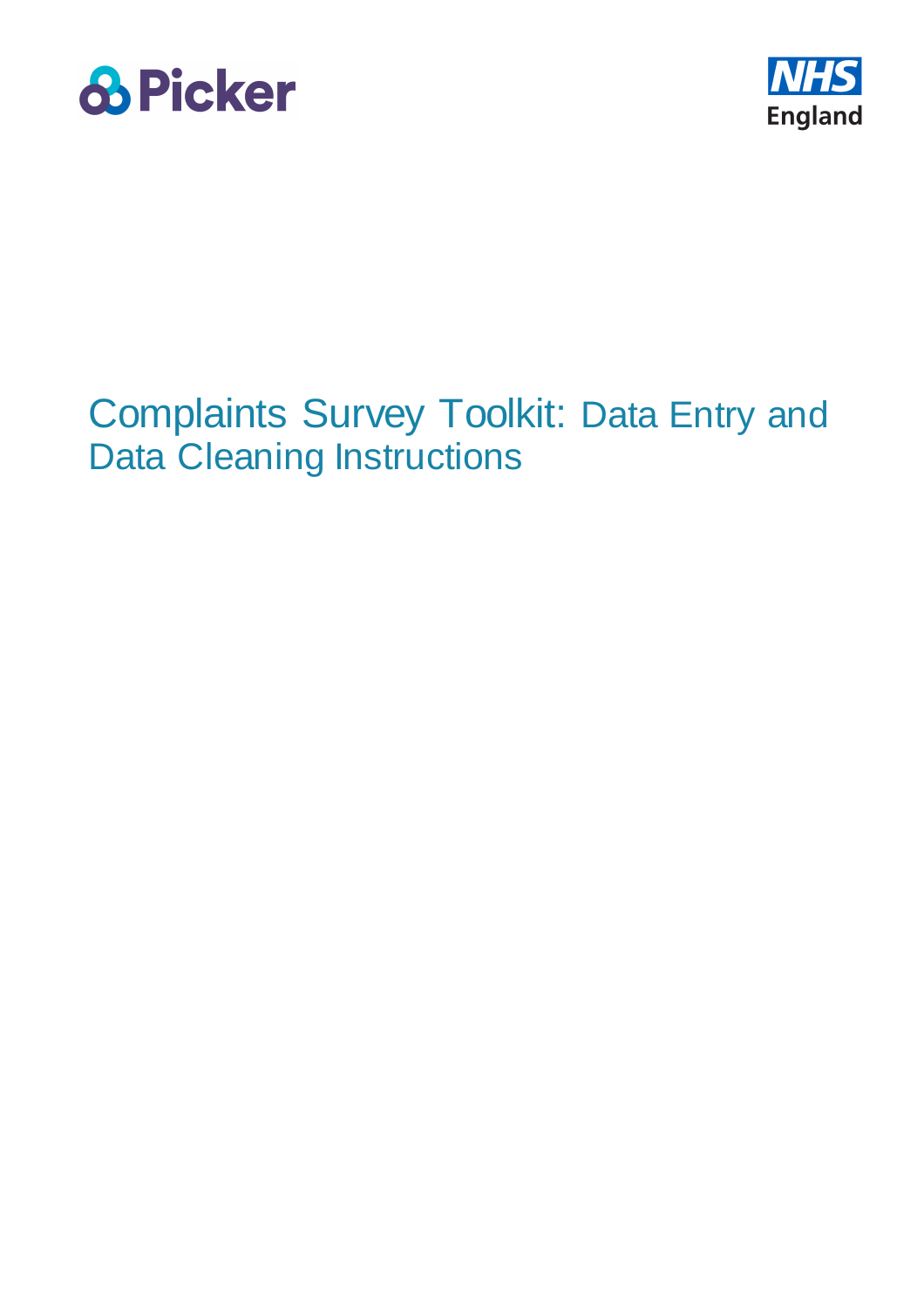# Complaints Survey Toolkit: Data Entry and Data Cleaning Instructions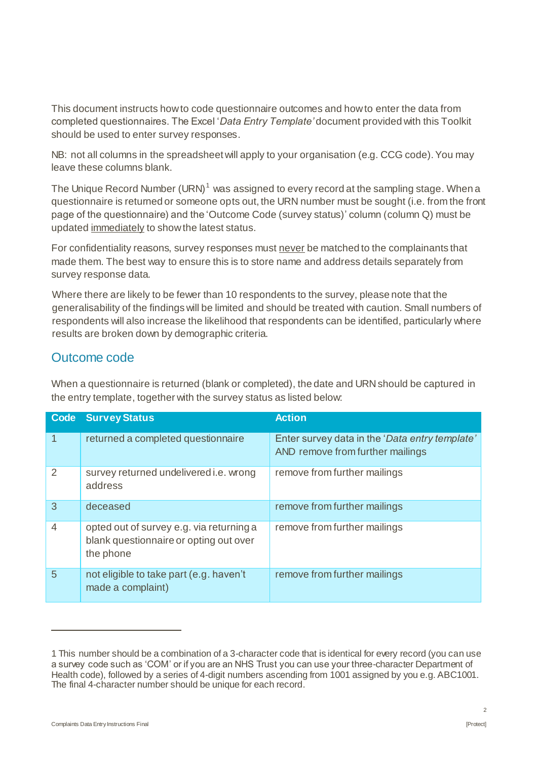This document instructs how to code questionnaire outcomes and how to enter the data from completed questionnaires. The Excel '*Data Entry Template'* document provided with this Toolkit should be used to enter survey responses.

NB: not all columns in the spreadsheet will apply to your organisation (e.g. CCG code). You may leave these columns blank.

The Unique Record Number (URN)[1] was assigned to every record at the sampling stage. When a questionnaire is returned or someone opts out, the URN number must be sought (i.e. from the front page of the questionnaire) and the 'Outcome Code (survey status)' column (column Q) must be updated <u>immediately</u> to show the latest status.

For confidentiality reasons, survey responses must <u>never</u> be matched to the complainants that made them. The best way to ensure this is to store name and address details separately from survey response data.

Where there are likely to be fewer than 10 respondents to the survey, please note that the generalisability of the findings will be limited and should be treated with caution. Small numbers of respondents will also increase the likelihood that respondents can be identified, particularly where results are broken down by demographic criteria.

## Outcome code

When a questionnaire is returned (blank or completed), the date and URN should be captured in the entry template, together with the survey status as listed below:

| Code | Survey Status | Action |
|---|---|---|
| 1 | returned a completed questionnaire | Enter survey data in the '*Data entry template'* AND remove from further mailings |
| 2 | survey returned undelivered i.e. wrong address | remove from further mailings |
| 3 | deceased | remove from further mailings |
| 4 | opted out of survey e.g. via returning a blank questionnaire or opting out over the phone | remove from further mailings |
| 5 | not eligible to take part (e.g. haven't made a complaint) | remove from further mailings |

---

1 This number should be a combination of a 3-character code that is identical for every record (you can use a survey code such as 'COM' or if you are an NHS Trust you can use your three-character Department of Health code), followed by a series of 4-digit numbers ascending from 1001 assigned by you e.g. ABC1001. The final 4-character number should be unique for each record.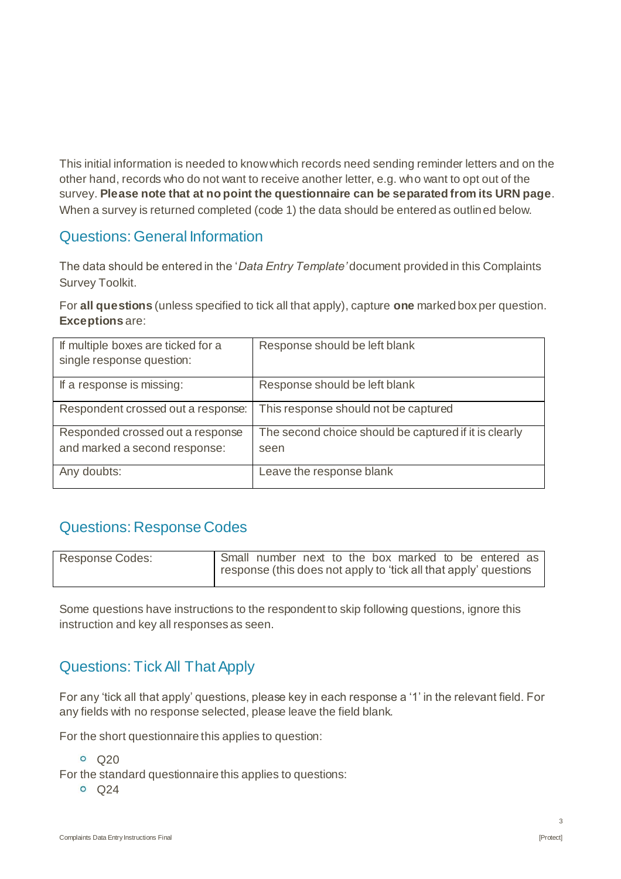This initial information is needed to know which records need sending reminder letters and on the other hand, records who do not want to receive another letter, e.g. who want to opt out of the survey. **Please note that at no point the questionnaire can be separated from its URN page**. When a survey is returned completed (code 1) the data should be entered as outlined below.

## Questions: General Information

The data should be entered in the '*Data Entry Template'* document provided in this Complaints Survey Toolkit.

For **all questions** (unless specified to tick all that apply), capture **one** marked box per question. **Exceptions** are:

| | |
|---|---|
| If multiple boxes are ticked for a single response question: | Response should be left blank |
| If a response is missing: | Response should be left blank |
| Respondent crossed out a response: | This response should not be captured |
| Responded crossed out a response and marked a second response: | The second choice should be captured if it is clearly seen |
| Any doubts: | Leave the response blank |

## Questions: Response Codes

| | |
|---|---|
| Response Codes: | Small number next to the box marked to be entered as response (this does not apply to 'tick all that apply' questions |

Some questions have instructions to the respondent to skip following questions, ignore this instruction and key all responses as seen.

## Questions: Tick All That Apply

For any 'tick all that apply' questions, please key in each response a '1' in the relevant field. For any fields with no response selected, please leave the field blank.

For the short questionnaire this applies to question:

- Q20

For the standard questionnaire this applies to questions:

- Q24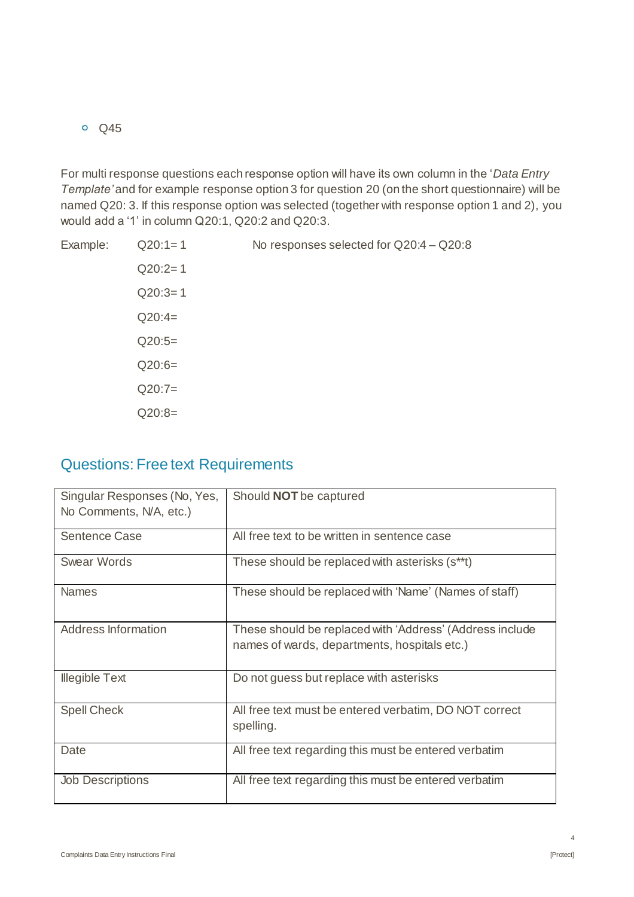- Q45

For multi response questions each response option will have its own column in the '*Data Entry Template'* and for example response option 3 for question 20 (on the short questionnaire) will be named Q20: 3. If this response option was selected (together with response option 1 and 2), you would add a '1' in column Q20:1, Q20:2 and Q20:3.

Example: Q20:1= 1  No responses selected for Q20:4 – Q20:8

Q20:2= 1

Q20:3= 1

Q20:4=

Q20:5=

Q20:6=

Q20:7=

Q20:8=

## Questions: Free text Requirements

| | |
|---|---|
| Singular Responses (No, Yes, No Comments, N/A, etc.) | Should **NOT** be captured |
| Sentence Case | All free text to be written in sentence case |
| Swear Words | These should be replaced with asterisks (s**t) |
| Names | These should be replaced with 'Name' (Names of staff) |
| Address Information | These should be replaced with 'Address' (Address include names of wards, departments, hospitals etc.) |
| Illegible Text | Do not guess but replace with asterisks |
| Spell Check | All free text must be entered verbatim, DO NOT correct spelling. |
| Date | All free text regarding this must be entered verbatim |
| Job Descriptions | All free text regarding this must be entered verbatim |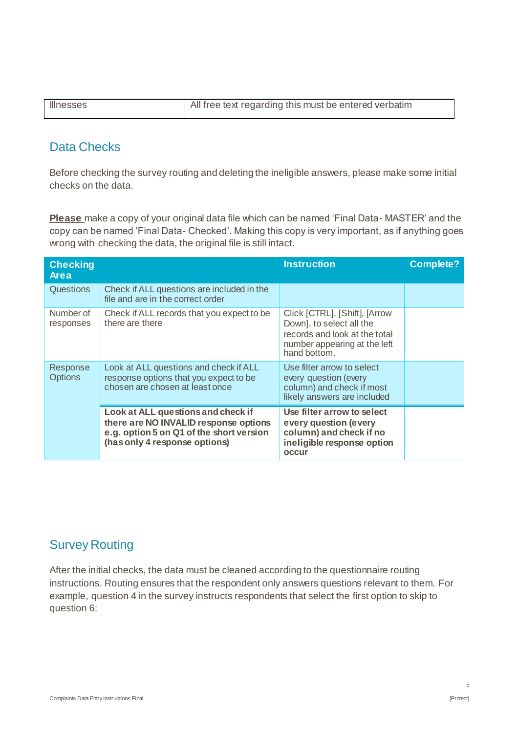| Illnesses | All free text regarding this must be entered verbatim |
|---|---|

## Data Checks

Before checking the survey routing and deleting the ineligible answers, please make some initial checks on the data.

**Please** make a copy of your original data file which can be named 'Final Data- MASTER' and the copy can be named 'Final Data- Checked'. Making this copy is very important, as if anything goes wrong with checking the data, the original file is still intact.

| Checking Area | | Instruction | Complete? |
|---|---|---|---|
| Questions | Check if ALL questions are included in the file and are in the correct order | | |
| Number of responses | Check if ALL records that you expect to be there are there | Click [CTRL], [Shift], [Arrow Down], to select all the records and look at the total number appearing at the left hand bottom. | |
| Response Options | Look at ALL questions and check if ALL response options that you expect to be chosen are chosen at least once | Use filter arrow to select every question (every column) and check if most likely answers are included | |
| | **Look at ALL questions and check if there are NO INVALID response options e.g. option 5 on Q1 of the short version (has only 4 response options)** | **Use filter arrow to select every question (every column) and check if no ineligible response option occur** | |

## Survey Routing

After the initial checks, the data must be cleaned according to the questionnaire routing instructions. Routing ensures that the respondent only answers questions relevant to them. For example, question 4 in the survey instructs respondents that select the first option to skip to question 6: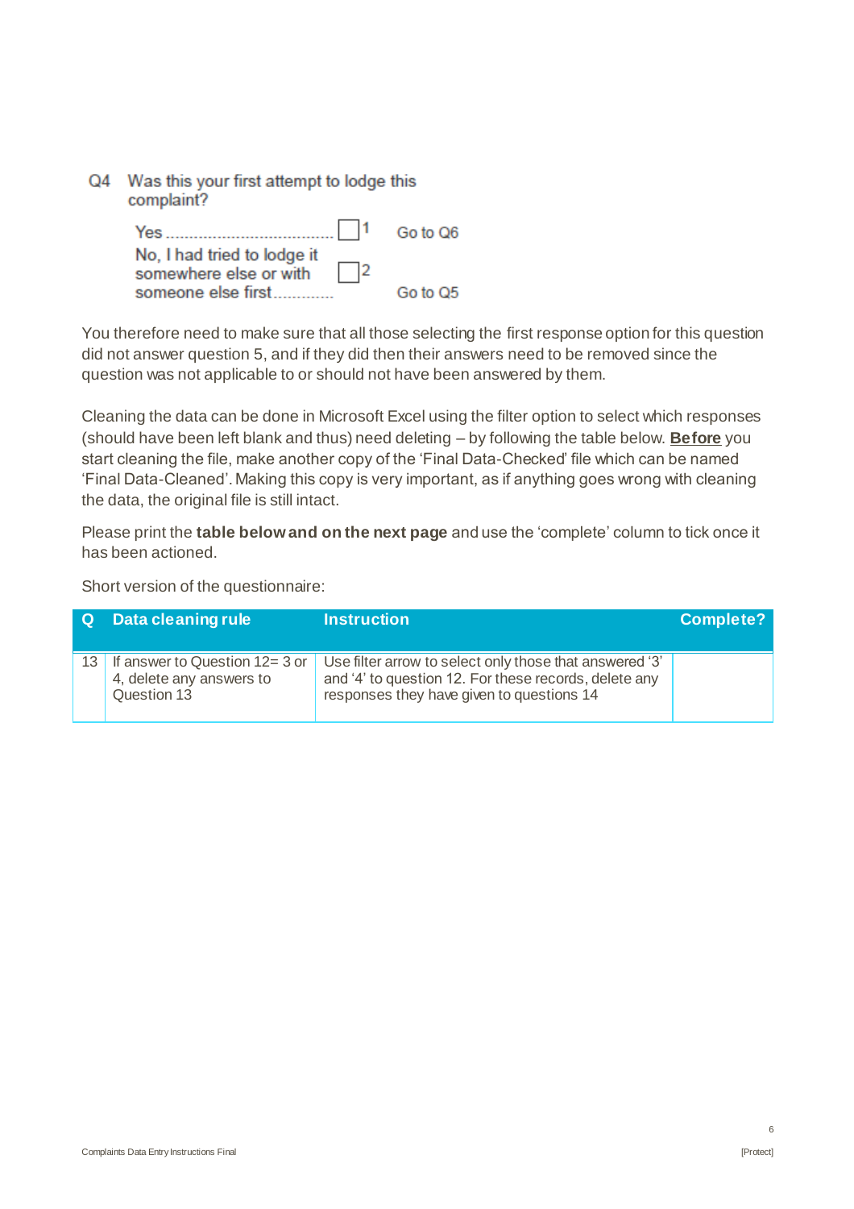Q4 Was this your first attempt to lodge this complaint?

Yes ........................................ ☐ 1 Go to Q6

No, I had tried to lodge it somewhere else or with someone else first............. ☐ 2 Go to Q5

You therefore need to make sure that all those selecting the first response option for this question did not answer question 5, and if they did then their answers need to be removed since the question was not applicable to or should not have been answered by them.

Cleaning the data can be done in Microsoft Excel using the filter option to select which responses (should have been left blank and thus) need deleting – by following the table below. **Before** you start cleaning the file, make another copy of the 'Final Data-Checked' file which can be named 'Final Data-Cleaned'. Making this copy is very important, as if anything goes wrong with cleaning the data, the original file is still intact.

Please print the **table below and on the next page** and use the 'complete' column to tick once it has been actioned.

Short version of the questionnaire:

| Q | Data cleaning rule | Instruction | Complete? |
|---|---|---|---|
| 13 | If answer to Question 12= 3 or 4, delete any answers to Question 13 | Use filter arrow to select only those that answered '3' and '4' to question 12. For these records, delete any responses they have given to questions 14 | |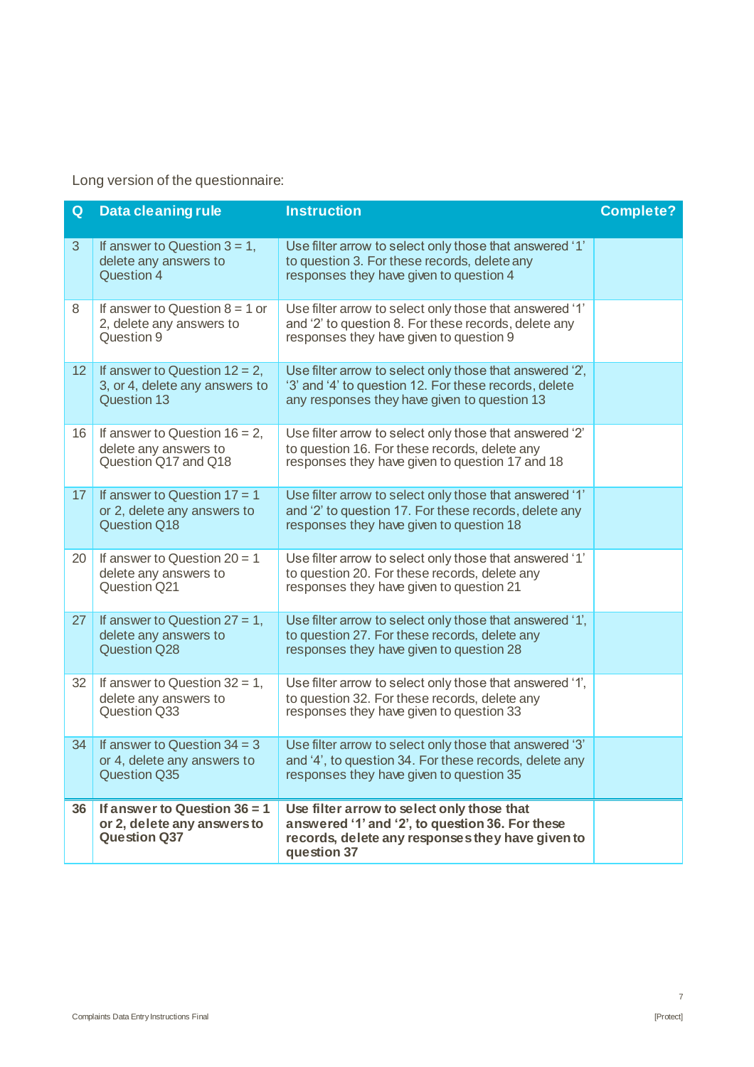Long version of the questionnaire:

| Q | Data cleaning rule | Instruction | Complete? |
|---|---|---|---|
| 3 | If answer to Question 3 = 1, delete any answers to Question 4 | Use filter arrow to select only those that answered ‘1’ to question 3. For these records, delete any responses they have given to question 4 | |
| 8 | If answer to Question 8 = 1 or 2, delete any answers to Question 9 | Use filter arrow to select only those that answered ‘1’ and ‘2’ to question 8. For these records, delete any responses they have given to question 9 | |
| 12 | If answer to Question 12 = 2, 3, or 4, delete any answers to Question 13 | Use filter arrow to select only those that answered ‘2’, ‘3’ and ‘4’ to question 12. For these records, delete any responses they have given to question 13 | |
| 16 | If answer to Question 16 = 2, delete any answers to Question Q17 and Q18 | Use filter arrow to select only those that answered ‘2’ to question 16. For these records, delete any responses they have given to question 17 and 18 | |
| 17 | If answer to Question 17 = 1 or 2, delete any answers to Question Q18 | Use filter arrow to select only those that answered ‘1’ and ‘2’ to question 17. For these records, delete any responses they have given to question 18 | |
| 20 | If answer to Question 20 = 1 delete any answers to Question Q21 | Use filter arrow to select only those that answered ‘1’ to question 20. For these records, delete any responses they have given to question 21 | |
| 27 | If answer to Question 27 = 1, delete any answers to Question Q28 | Use filter arrow to select only those that answered ‘1’, to question 27. For these records, delete any responses they have given to question 28 | |
| 32 | If answer to Question 32 = 1, delete any answers to Question Q33 | Use filter arrow to select only those that answered ‘1’, to question 32. For these records, delete any responses they have given to question 33 | |
| 34 | If answer to Question 34 = 3 or 4, delete any answers to Question Q35 | Use filter arrow to select only those that answered ‘3’ and ‘4’, to question 34. For these records, delete any responses they have given to question 35 | |
| **36** | **If answer to Question 36 = 1 or 2, delete any answers to Question Q37** | **Use filter arrow to select only those that answered ‘1’ and ‘2’, to question 36. For these records, delete any responses they have given to question 37** | |